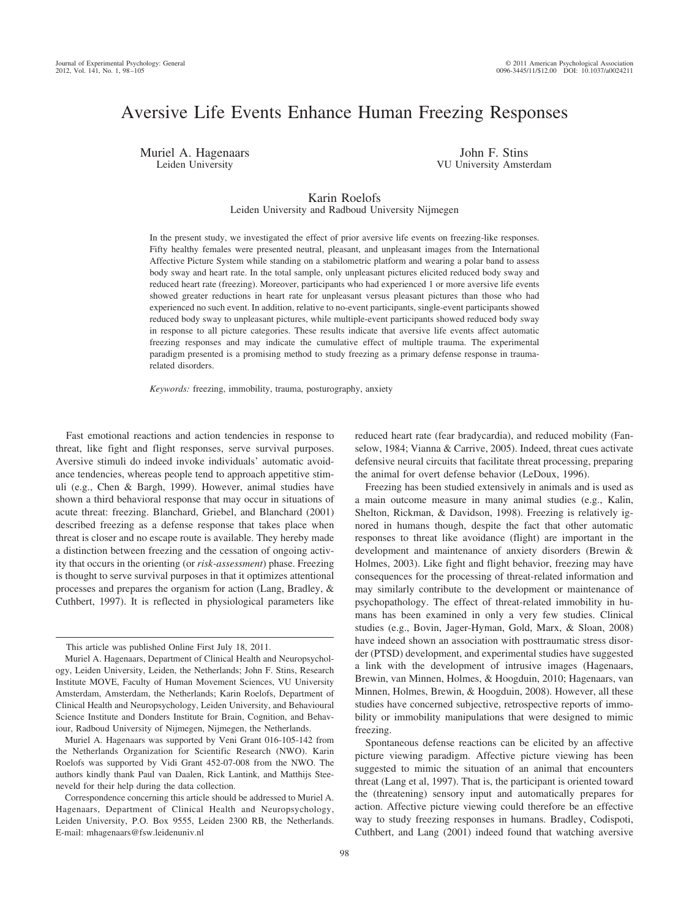# Aversive Life Events Enhance Human Freezing Responses

Muriel A. Hagenaars
Leiden University

John F. Stins
VU University Amsterdam

Karin Roelofs
Leiden University and Radboud University Nijmegen

In the present study, we investigated the effect of prior aversive life events on freezing-like responses. Fifty healthy females were presented neutral, pleasant, and unpleasant images from the International Affective Picture System while standing on a stabilometric platform and wearing a polar band to assess body sway and heart rate. In the total sample, only unpleasant pictures elicited reduced body sway and reduced heart rate (freezing). Moreover, participants who had experienced 1 or more aversive life events showed greater reductions in heart rate for unpleasant versus pleasant pictures than those who had experienced no such event. In addition, relative to no-event participants, single-event participants showed reduced body sway to unpleasant pictures, while multiple-event participants showed reduced body sway in response to all picture categories. These results indicate that aversive life events affect automatic freezing responses and may indicate the cumulative effect of multiple trauma. The experimental paradigm presented is a promising method to study freezing as a primary defense response in trauma-related disorders.

*Keywords:* freezing, immobility, trauma, posturography, anxiety

Fast emotional reactions and action tendencies in response to threat, like fight and flight responses, serve survival purposes. Aversive stimuli do indeed invoke individuals' automatic avoidance tendencies, whereas people tend to approach appetitive stimuli (e.g., Chen & Bargh, 1999). However, animal studies have shown a third behavioral response that may occur in situations of acute threat: freezing. Blanchard, Griebel, and Blanchard (2001) described freezing as a defense response that takes place when threat is closer and no escape route is available. They hereby made a distinction between freezing and the cessation of ongoing activity that occurs in the orienting (or *risk-assessment*) phase. Freezing is thought to serve survival purposes in that it optimizes attentional processes and prepares the organism for action (Lang, Bradley, & Cuthbert, 1997). It is reflected in physiological parameters like reduced heart rate (fear bradycardia), and reduced mobility (Fanselow, 1984; Vianna & Carrive, 2005). Indeed, threat cues activate defensive neural circuits that facilitate threat processing, preparing the animal for overt defense behavior (LeDoux, 1996).

Freezing has been studied extensively in animals and is used as a main outcome measure in many animal studies (e.g., Kalin, Shelton, Rickman, & Davidson, 1998). Freezing is relatively ignored in humans though, despite the fact that other automatic responses to threat like avoidance (flight) are important in the development and maintenance of anxiety disorders (Brewin & Holmes, 2003). Like fight and flight behavior, freezing may have consequences for the processing of threat-related information and may similarly contribute to the development or maintenance of psychopathology. The effect of threat-related immobility in humans has been examined in only a very few studies. Clinical studies (e.g., Bovin, Jager-Hyman, Gold, Marx, & Sloan, 2008) have indeed shown an association with posttraumatic stress disorder (PTSD) development, and experimental studies have suggested a link with the development of intrusive images (Hagenaars, Brewin, van Minnen, Holmes, & Hoogduin, 2010; Hagenaars, van Minnen, Holmes, Brewin, & Hoogduin, 2008). However, all these studies have concerned subjective, retrospective reports of immobility or immobility manipulations that were designed to mimic freezing.

Spontaneous defense reactions can be elicited by an affective picture viewing paradigm. Affective picture viewing has been suggested to mimic the situation of an animal that encounters threat (Lang et al, 1997). That is, the participant is oriented toward the (threatening) sensory input and automatically prepares for action. Affective picture viewing could therefore be an effective way to study freezing responses in humans. Bradley, Codispoti, Cuthbert, and Lang (2001) indeed found that watching aversive

---

This article was published Online First July 18, 2011.

Muriel A. Hagenaars, Department of Clinical Health and Neuropsychology, Leiden University, Leiden, the Netherlands; John F. Stins, Research Institute MOVE, Faculty of Human Movement Sciences, VU University Amsterdam, Amsterdam, the Netherlands; Karin Roelofs, Department of Clinical Health and Neuropsychology, Leiden University, and Behavioural Science Institute and Donders Institute for Brain, Cognition, and Behaviour, Radboud University of Nijmegen, Nijmegen, the Netherlands.

Muriel A. Hagenaars was supported by Veni Grant 016-105-142 from the Netherlands Organization for Scientific Research (NWO). Karin Roelofs was supported by Vidi Grant 452-07-008 from the NWO. The authors kindly thank Paul van Daalen, Rick Lantink, and Matthijs Steeneveld for their help during the data collection.

Correspondence concerning this article should be addressed to Muriel A. Hagenaars, Department of Clinical Health and Neuropsychology, Leiden University, P.O. Box 9555, Leiden 2300 RB, the Netherlands. E-mail: mhagenaars@fsw.leidenuniv.nl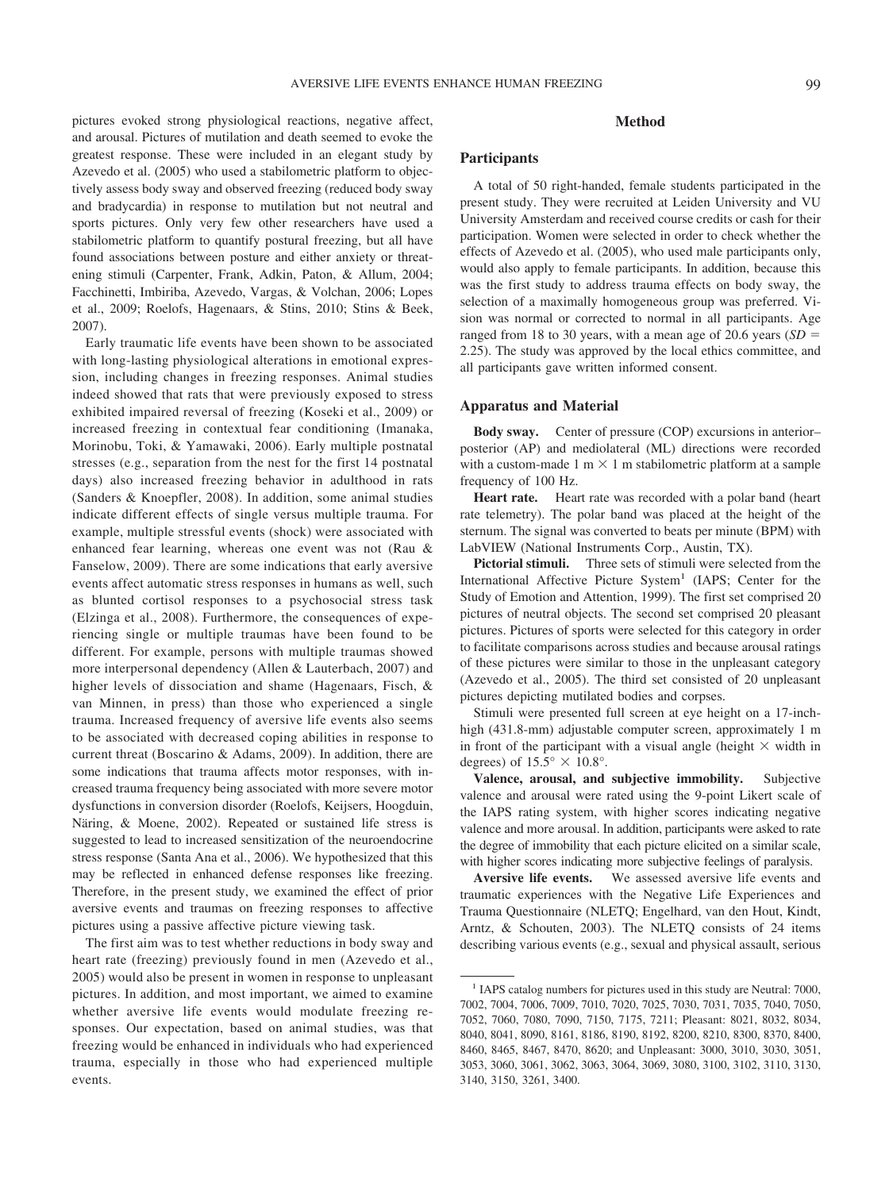pictures evoked strong physiological reactions, negative affect, and arousal. Pictures of mutilation and death seemed to evoke the greatest response. These were included in an elegant study by Azevedo et al. (2005) who used a stabilometric platform to objectively assess body sway and observed freezing (reduced body sway and bradycardia) in response to mutilation but not neutral and sports pictures. Only very few other researchers have used a stabilometric platform to quantify postural freezing, but all have found associations between posture and either anxiety or threatening stimuli (Carpenter, Frank, Adkin, Paton, & Allum, 2004; Facchinetti, Imbiriba, Azevedo, Vargas, & Volchan, 2006; Lopes et al., 2009; Roelofs, Hagenaars, & Stins, 2010; Stins & Beek, 2007).

Early traumatic life events have been shown to be associated with long-lasting physiological alterations in emotional expression, including changes in freezing responses. Animal studies indeed showed that rats that were previously exposed to stress exhibited impaired reversal of freezing (Koseki et al., 2009) or increased freezing in contextual fear conditioning (Imanaka, Morinobu, Toki, & Yamawaki, 2006). Early multiple postnatal stresses (e.g., separation from the nest for the first 14 postnatal days) also increased freezing behavior in adulthood in rats (Sanders & Knoepfler, 2008). In addition, some animal studies indicate different effects of single versus multiple trauma. For example, multiple stressful events (shock) were associated with enhanced fear learning, whereas one event was not (Rau & Fanselow, 2009). There are some indications that early aversive events affect automatic stress responses in humans as well, such as blunted cortisol responses to a psychosocial stress task (Elzinga et al., 2008). Furthermore, the consequences of experiencing single or multiple traumas have been found to be different. For example, persons with multiple traumas showed more interpersonal dependency (Allen & Lauterbach, 2007) and higher levels of dissociation and shame (Hagenaars, Fisch, & van Minnen, in press) than those who experienced a single trauma. Increased frequency of aversive life events also seems to be associated with decreased coping abilities in response to current threat (Boscarino & Adams, 2009). In addition, there are some indications that trauma affects motor responses, with increased trauma frequency being associated with more severe motor dysfunctions in conversion disorder (Roelofs, Keijsers, Hoogduin, Näring, & Moene, 2002). Repeated or sustained life stress is suggested to lead to increased sensitization of the neuroendocrine stress response (Santa Ana et al., 2006). We hypothesized that this may be reflected in enhanced defense responses like freezing. Therefore, in the present study, we examined the effect of prior aversive events and traumas on freezing responses to affective pictures using a passive affective picture viewing task.

The first aim was to test whether reductions in body sway and heart rate (freezing) previously found in men (Azevedo et al., 2005) would also be present in women in response to unpleasant pictures. In addition, and most important, we aimed to examine whether aversive life events would modulate freezing responses. Our expectation, based on animal studies, was that freezing would be enhanced in individuals who had experienced trauma, especially in those who had experienced multiple events.

## Method

### Participants

A total of 50 right-handed, female students participated in the present study. They were recruited at Leiden University and VU University Amsterdam and received course credits or cash for their participation. Women were selected in order to check whether the effects of Azevedo et al. (2005), who used male participants only, would also apply to female participants. In addition, because this was the first study to address trauma effects on body sway, the selection of a maximally homogeneous group was preferred. Vision was normal or corrected to normal in all participants. Age ranged from 18 to 30 years, with a mean age of 20.6 years ($SD$ = 2.25). The study was approved by the local ethics committee, and all participants gave written informed consent.

### Apparatus and Material

**Body sway.** Center of pressure (COP) excursions in anterior–posterior (AP) and mediolateral (ML) directions were recorded with a custom-made 1 m × 1 m stabilometric platform at a sample frequency of 100 Hz.

**Heart rate.** Heart rate was recorded with a polar band (heart rate telemetry). The polar band was placed at the height of the sternum. The signal was converted to beats per minute (BPM) with LabVIEW (National Instruments Corp., Austin, TX).

**Pictorial stimuli.** Three sets of stimuli were selected from the International Affective Picture System[1] (IAPS; Center for the Study of Emotion and Attention, 1999). The first set comprised 20 pictures of neutral objects. The second set comprised 20 pleasant pictures. Pictures of sports were selected for this category in order to facilitate comparisons across studies and because arousal ratings of these pictures were similar to those in the unpleasant category (Azevedo et al., 2005). The third set consisted of 20 unpleasant pictures depicting mutilated bodies and corpses.

Stimuli were presented full screen at eye height on a 17-inch-high (431.8-mm) adjustable computer screen, approximately 1 m in front of the participant with a visual angle (height × width in degrees) of 15.5° × 10.8°.

**Valence, arousal, and subjective immobility.** Subjective valence and arousal were rated using the 9-point Likert scale of the IAPS rating system, with higher scores indicating negative valence and more arousal. In addition, participants were asked to rate the degree of immobility that each picture elicited on a similar scale, with higher scores indicating more subjective feelings of paralysis.

**Aversive life events.** We assessed aversive life events and traumatic experiences with the Negative Life Experiences and Trauma Questionnaire (NLETQ; Engelhard, van den Hout, Kindt, Arntz, & Schouten, 2003). The NLETQ consists of 24 items describing various events (e.g., sexual and physical assault, serious

[1] IAPS catalog numbers for pictures used in this study are Neutral: 7000, 7002, 7004, 7006, 7009, 7010, 7020, 7025, 7030, 7031, 7035, 7040, 7050, 7052, 7060, 7080, 7090, 7150, 7175, 7211; Pleasant: 8021, 8032, 8034, 8040, 8041, 8090, 8161, 8186, 8190, 8192, 8200, 8210, 8300, 8370, 8400, 8460, 8465, 8467, 8470, 8620; and Unpleasant: 3000, 3010, 3030, 3051, 3053, 3060, 3061, 3062, 3063, 3064, 3069, 3080, 3100, 3102, 3110, 3130, 3140, 3150, 3261, 3400.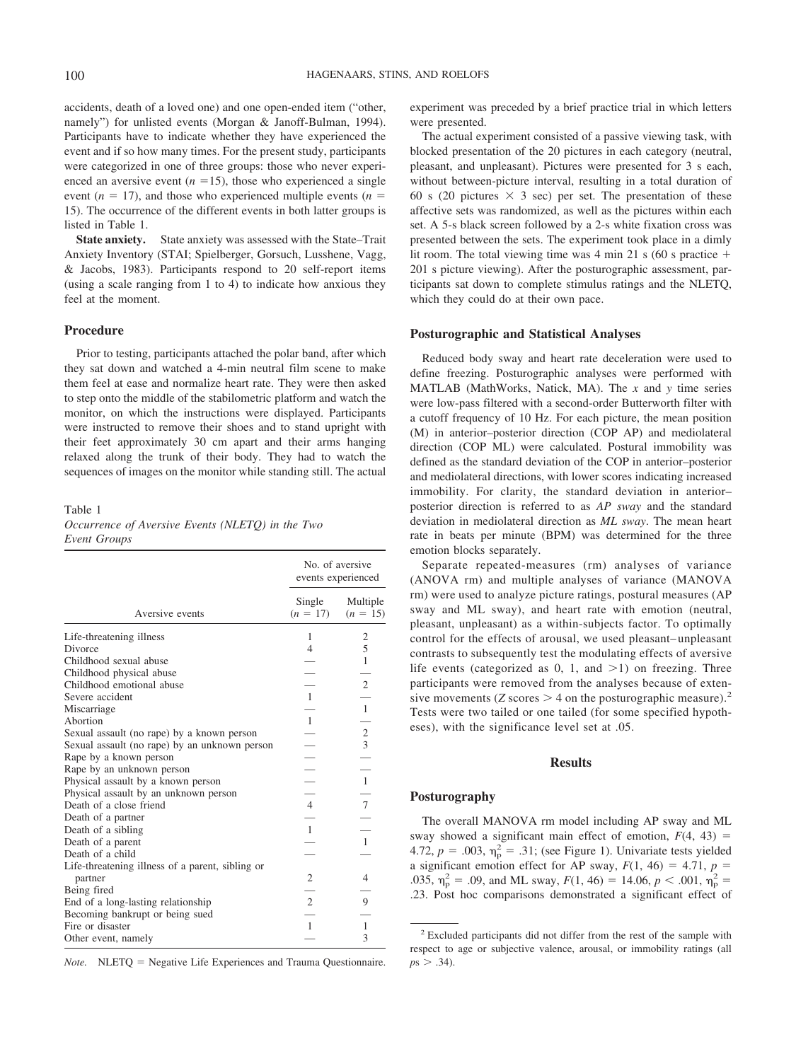accidents, death of a loved one) and one open-ended item ("other, namely") for unlisted events (Morgan & Janoff-Bulman, 1994). Participants have to indicate whether they have experienced the event and if so how many times. For the present study, participants were categorized in one of three groups: those who never experienced an aversive event ($n$ =15), those who experienced a single event ($n$ = 17), and those who experienced multiple events ($n$ = 15). The occurrence of the different events in both latter groups is listed in Table 1.

**State anxiety.** State anxiety was assessed with the State–Trait Anxiety Inventory (STAI; Spielberger, Gorsuch, Lusshene, Vagg, & Jacobs, 1983). Participants respond to 20 self-report items (using a scale ranging from 1 to 4) to indicate how anxious they feel at the moment.

## Procedure

Prior to testing, participants attached the polar band, after which they sat down and watched a 4-min neutral film scene to make them feel at ease and normalize heart rate. They were then asked to step onto the middle of the stabilometric platform and watch the monitor, on which the instructions were displayed. Participants were instructed to remove their shoes and to stand upright with their feet approximately 30 cm apart and their arms hanging relaxed along the trunk of their body. They had to watch the sequences of images on the monitor while standing still. The actual experiment was preceded by a brief practice trial in which letters were presented.

The actual experiment consisted of a passive viewing task, with blocked presentation of the 20 pictures in each category (neutral, pleasant, and unpleasant). Pictures were presented for 3 s each, without between-picture interval, resulting in a total duration of 60 s (20 pictures × 3 sec) per set. The presentation of these affective sets was randomized, as well as the pictures within each set. A 5-s black screen followed by a 2-s white fixation cross was presented between the sets. The experiment took place in a dimly lit room. The total viewing time was 4 min 21 s (60 s practice + 201 s picture viewing). After the posturographic assessment, participants sat down to complete stimulus ratings and the NLETQ, which they could do at their own pace.

Table 1
*Occurrence of Aversive Events (NLETQ) in the Two Event Groups*

| | No. of aversive events experienced | |
|---|---|---|
| Aversive events | Single ($n$ = 17) | Multiple ($n$ = 15) |
| Life-threatening illness | 1 | 2 |
| Divorce | 4 | 5 |
| Childhood sexual abuse | — | 1 |
| Childhood physical abuse | — | — |
| Childhood emotional abuse | — | 2 |
| Severe accident | 1 | — |
| Miscarriage | — | 1 |
| Abortion | 1 | — |
| Sexual assault (no rape) by a known person | — | 2 |
| Sexual assault (no rape) by an unknown person | — | 3 |
| Rape by a known person | — | — |
| Rape by an unknown person | — | — |
| Physical assault by a known person | — | 1 |
| Physical assault by an unknown person | — | — |
| Death of a close friend | 4 | 7 |
| Death of a partner | — | — |
| Death of a sibling | 1 | — |
| Death of a parent | — | 1 |
| Death of a child | — | — |
| Life-threatening illness of a parent, sibling or partner | 2 | 4 |
| Being fired | — | — |
| End of a long-lasting relationship | 2 | 9 |
| Becoming bankrupt or being sued | — | — |
| Fire or disaster | 1 | 1 |
| Other event, namely | — | 3 |

*Note.* NLETQ = Negative Life Experiences and Trauma Questionnaire.

## Posturographic and Statistical Analyses

Reduced body sway and heart rate deceleration were used to define freezing. Posturographic analyses were performed with MATLAB (MathWorks, Natick, MA). The $x$ and $y$ time series were low-pass filtered with a second-order Butterworth filter with a cutoff frequency of 10 Hz. For each picture, the mean position (M) in anterior–posterior direction (COP AP) and mediolateral direction (COP ML) were calculated. Postural immobility was defined as the standard deviation of the COP in anterior–posterior and mediolateral directions, with lower scores indicating increased immobility. For clarity, the standard deviation in anterior–posterior direction is referred to as *AP sway* and the standard deviation in mediolateral direction as *ML sway*. The mean heart rate in beats per minute (BPM) was determined for the three emotion blocks separately.

Separate repeated-measures (rm) analyses of variance (ANOVA rm) and multiple analyses of variance (MANOVA rm) were used to analyze picture ratings, postural measures (AP sway and ML sway), and heart rate with emotion (neutral, pleasant, unpleasant) as a within-subjects factor. To optimally control for the effects of arousal, we used pleasant–unpleasant contrasts to subsequently test the modulating effects of aversive life events (categorized as 0, 1, and >1) on freezing. Three participants were removed from the analyses because of extensive movements ($Z$ scores > 4 on the posturographic measure).[2] Tests were two tailed or one tailed (for some specified hypotheses), with the significance level set at .05.

# Results

## Posturography

The overall MANOVA rm model including AP sway and ML sway showed a significant main effect of emotion, $F(4, 43) = 4.72$, $p = .003$, $\eta_p^2 = .31$; (see Figure 1). Univariate tests yielded a significant emotion effect for AP sway, $F(1, 46) = 4.71$, $p = .035$, $\eta_p^2 = .09$, and ML sway, $F(1, 46) = 14.06$, $p < .001$, $\eta_p^2 = .23$. Post hoc comparisons demonstrated a significant effect of

[2] Excluded participants did not differ from the rest of the sample with respect to age or subjective valence, arousal, or immobility ratings (all $ps > .34$).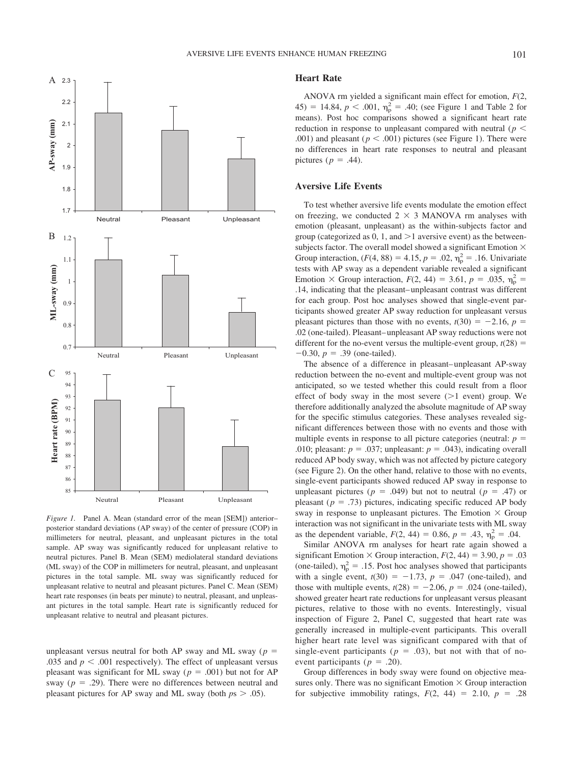*Figure 1.* Panel A. Mean (standard error of the mean [SEM]) anterior–posterior standard deviations (AP sway) of the center of pressure (COP) in millimeters for neutral, pleasant, and unpleasant pictures in the total sample. AP sway was significantly reduced for unpleasant relative to neutral pictures. Panel B. Mean (SEM) mediolateral standard deviations (ML sway) of the COP in millimeters for neutral, pleasant, and unpleasant pictures in the total sample. ML sway was significantly reduced for unpleasant relative to neutral and pleasant pictures. Panel C. Mean (SEM) heart rate responses (in beats per minute) to neutral, pleasant, and unpleasant pictures in the total sample. Heart rate is significantly reduced for unpleasant relative to neutral and pleasant pictures.

unpleasant versus neutral for both AP sway and ML sway ($p = .035$ and $p < .001$ respectively). The effect of unpleasant versus pleasant was significant for ML sway ($p = .001$) but not for AP sway ($p = .29$). There were no differences between neutral and pleasant pictures for AP sway and ML sway (both $ps > .05$).

### Heart Rate

ANOVA rm yielded a significant main effect for emotion, $F(2, 45) = 14.84$, $p < .001$, $\eta_p^2 = .40$; (see Figure 1 and Table 2 for means). Post hoc comparisons showed a significant heart rate reduction in response to unpleasant compared with neutral ($p < .001$) and pleasant ($p < .001$) pictures (see Figure 1). There were no differences in heart rate responses to neutral and pleasant pictures ($p = .44$).

### Aversive Life Events

To test whether aversive life events modulate the emotion effect on freezing, we conducted 2 × 3 MANOVA rm analyses with emotion (pleasant, unpleasant) as the within-subjects factor and group (categorized as 0, 1, and >1 aversive event) as the between-subjects factor. The overall model showed a significant Emotion × Group interaction, ($F(4, 88) = 4.15$, $p = .02$, $\eta_p^2 = .16$. Univariate tests with AP sway as a dependent variable revealed a significant Emotion × Group interaction, $F(2, 44) = 3.61$, $p = .035$, $\eta_p^2 = .14$, indicating that the pleasant–unpleasant contrast was different for each group. Post hoc analyses showed that single-event participants showed greater AP sway reduction for unpleasant versus pleasant pictures than those with no events, $t(30) = -2.16$, $p = .02$ (one-tailed). Pleasant–unpleasant AP sway reductions were not different for the no-event versus the multiple-event group, $t(28) = -0.30$, $p = .39$ (one-tailed).

The absence of a difference in pleasant–unpleasant AP-sway reduction between the no-event and multiple-event group was not anticipated, so we tested whether this could result from a floor effect of body sway in the most severe (>1 event) group. We therefore additionally analyzed the absolute magnitude of AP sway for the specific stimulus categories. These analyses revealed significant differences between those with no events and those with multiple events in response to all picture categories (neutral: $p = .010$; pleasant: $p = .037$; unpleasant: $p = .043$), indicating overall reduced AP body sway, which was not affected by picture category (see Figure 2). On the other hand, relative to those with no events, single-event participants showed reduced AP sway in response to unpleasant pictures ($p = .049$) but not to neutral ($p = .47$) or pleasant ($p = .73$) pictures, indicating specific reduced AP body sway in response to unpleasant pictures. The Emotion × Group interaction was not significant in the univariate tests with ML sway as the dependent variable, $F(2, 44) = 0.86$, $p = .43$, $\eta_p^2 = .04$.

Similar ANOVA rm analyses for heart rate again showed a significant Emotion × Group interaction, $F(2, 44) = 3.90$, $p = .03$ (one-tailed), $\eta_p^2 = .15$. Post hoc analyses showed that participants with a single event, $t(30) = -1.73$, $p = .047$ (one-tailed), and those with multiple events, $t(28) = -2.06$, $p = .024$ (one-tailed), showed greater heart rate reductions for unpleasant versus pleasant pictures, relative to those with no events. Interestingly, visual inspection of Figure 2, Panel C, suggested that heart rate was generally increased in multiple-event participants. This overall higher heart rate level was significant compared with that of single-event participants ($p = .03$), but not with that of no-event participants ($p = .20$).

Group differences in body sway were found on objective measures only. There was no significant Emotion × Group interaction for subjective immobility ratings, $F(2, 44) = 2.10$, $p = .28$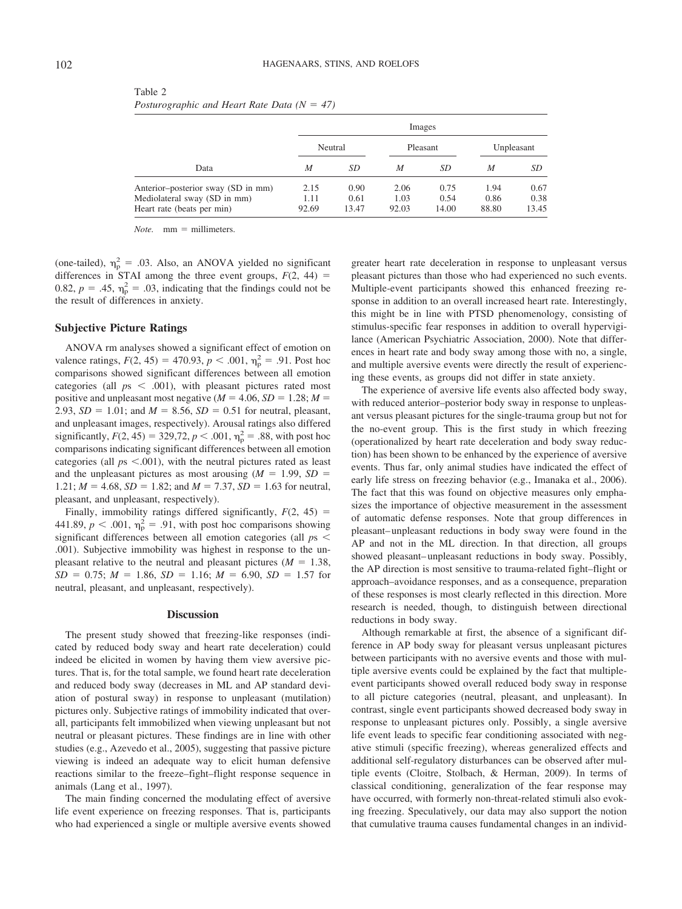Table 2
*Posturographic and Heart Rate Data (N = 47)*

| Data | Images | | | | | |
|---|---|---|---|---|---|---|
| | Neutral | | Pleasant | | Unpleasant | |
| | *M* | *SD* | *M* | *SD* | *M* | *SD* |
| Anterior–posterior sway (SD in mm) | 2.15 | 0.90 | 2.06 | 0.75 | 1.94 | 0.67 |
| Mediolateral sway (SD in mm) | 1.11 | 0.61 | 1.03 | 0.54 | 0.86 | 0.38 |
| Heart rate (beats per min) | 92.69 | 13.47 | 92.03 | 14.00 | 88.80 | 13.45 |

*Note.* mm = millimeters.

(one-tailed), $\eta_p^2 = .03$. Also, an ANOVA yielded no significant differences in STAI among the three event groups, $F(2, 44) = 0.82$, $p = .45$, $\eta_p^2 = .03$, indicating that the findings could not be the result of differences in anxiety.

## Subjective Picture Ratings

ANOVA rm analyses showed a significant effect of emotion on valence ratings, $F(2, 45) = 470.93$, $p < .001$, $\eta_p^2 = .91$. Post hoc comparisons showed significant differences between all emotion categories (all $p\text{s} < .001$), with pleasant pictures rated most positive and unpleasant most negative ($M = 4.06$, $SD = 1.28$; $M = 2.93$, $SD = 1.01$; and $M = 8.56$, $SD = 0.51$ for neutral, pleasant, and unpleasant images, respectively). Arousal ratings also differed significantly, $F(2, 45) = 329{,}72$, $p < .001$, $\eta_p^2 = .88$, with post hoc comparisons indicating significant differences between all emotion categories (all $p\text{s} < .001$), with the neutral pictures rated as least and the unpleasant pictures as most arousing ($M = 1.99$, $SD = 1.21$; $M = 4.68$, $SD = 1.82$; and $M = 7.37$, $SD = 1.63$ for neutral, pleasant, and unpleasant, respectively).

Finally, immobility ratings differed significantly, $F(2, 45) = 441.89$, $p < .001$, $\eta_p^2 = .91$, with post hoc comparisons showing significant differences between all emotion categories (all $p\text{s} < .001$). Subjective immobility was highest in response to the unpleasant relative to the neutral and pleasant pictures ($M = 1.38$, $SD = 0.75$; $M = 1.86$, $SD = 1.16$; $M = 6.90$, $SD = 1.57$ for neutral, pleasant, and unpleasant, respectively).

## Discussion

The present study showed that freezing-like responses (indicated by reduced body sway and heart rate deceleration) could indeed be elicited in women by having them view aversive pictures. That is, for the total sample, we found heart rate deceleration and reduced body sway (decreases in ML and AP standard deviation of postural sway) in response to unpleasant (mutilation) pictures only. Subjective ratings of immobility indicated that overall, participants felt immobilized when viewing unpleasant but not neutral or pleasant pictures. These findings are in line with other studies (e.g., Azevedo et al., 2005), suggesting that passive picture viewing is indeed an adequate way to elicit human defensive reactions similar to the freeze–fight–flight response sequence in animals (Lang et al., 1997).

The main finding concerned the modulating effect of aversive life event experience on freezing responses. That is, participants who had experienced a single or multiple aversive events showed greater heart rate deceleration in response to unpleasant versus pleasant pictures than those who had experienced no such events. Multiple-event participants showed this enhanced freezing response in addition to an overall increased heart rate. Interestingly, this might be in line with PTSD phenomenology, consisting of stimulus-specific fear responses in addition to overall hypervigilance (American Psychiatric Association, 2000). Note that differences in heart rate and body sway among those with no, a single, and multiple aversive events were directly the result of experiencing these events, as groups did not differ in state anxiety.

The experience of aversive life events also affected body sway, with reduced anterior–posterior body sway in response to unpleasant versus pleasant pictures for the single-trauma group but not for the no-event group. This is the first study in which freezing (operationalized by heart rate deceleration and body sway reduction) has been shown to be enhanced by the experience of aversive events. Thus far, only animal studies have indicated the effect of early life stress on freezing behavior (e.g., Imanaka et al., 2006). The fact that this was found on objective measures only emphasizes the importance of objective measurement in the assessment of automatic defense responses. Note that group differences in pleasant–unpleasant reductions in body sway were found in the AP and not in the ML direction. In that direction, all groups showed pleasant–unpleasant reductions in body sway. Possibly, the AP direction is most sensitive to trauma-related fight–flight or approach–avoidance responses, and as a consequence, preparation of these responses is most clearly reflected in this direction. More research is needed, though, to distinguish between directional reductions in body sway.

Although remarkable at first, the absence of a significant difference in AP body sway for pleasant versus unpleasant pictures between participants with no aversive events and those with multiple aversive events could be explained by the fact that multiple-event participants showed overall reduced body sway in response to all picture categories (neutral, pleasant, and unpleasant). In contrast, single event participants showed decreased body sway in response to unpleasant pictures only. Possibly, a single aversive life event leads to specific fear conditioning associated with negative stimuli (specific freezing), whereas generalized effects and additional self-regulatory disturbances can be observed after multiple events (Cloitre, Stolbach, & Herman, 2009). In terms of classical conditioning, generalization of the fear response may have occurred, with formerly non-threat-related stimuli also evoking freezing. Speculatively, our data may also support the notion that cumulative trauma causes fundamental changes in an individ-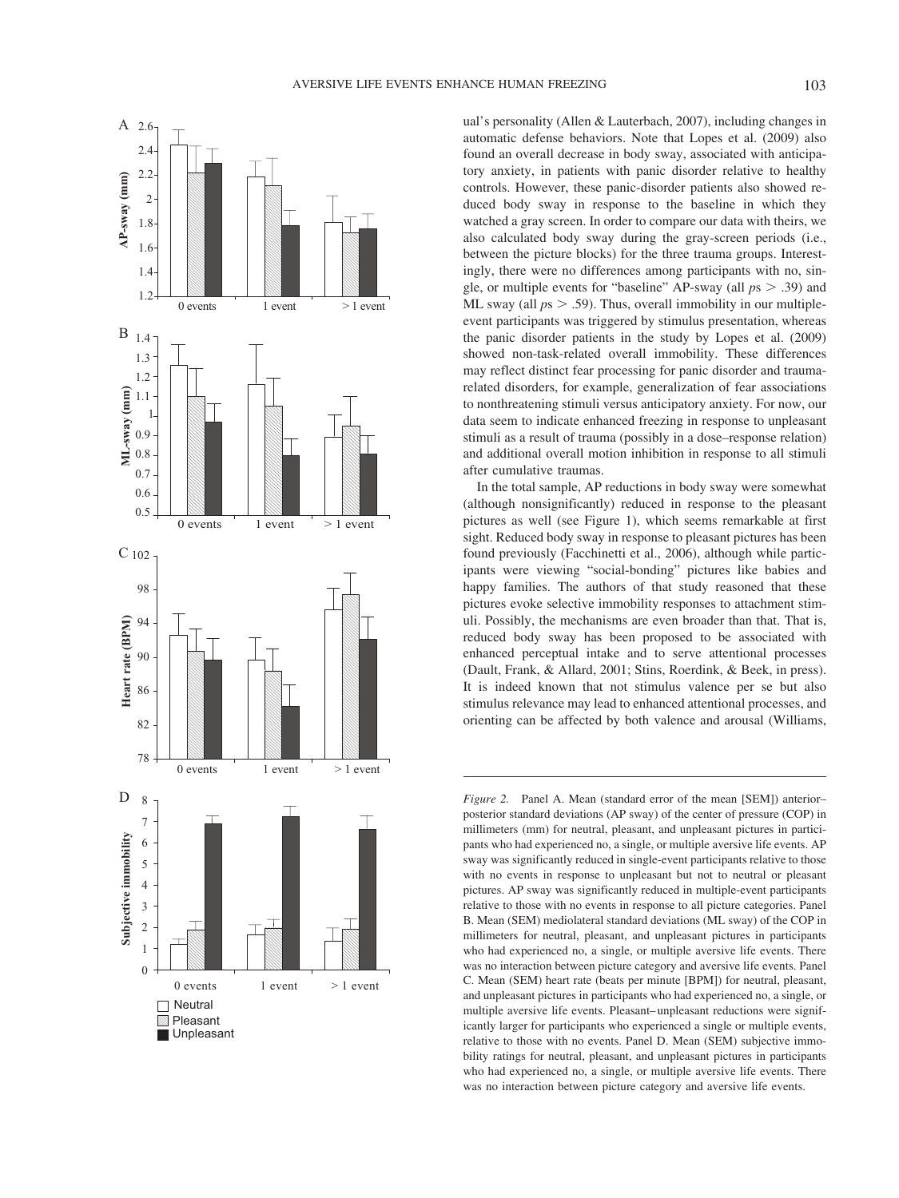ual's personality (Allen & Lauterbach, 2007), including changes in automatic defense behaviors. Note that Lopes et al. (2009) also found an overall decrease in body sway, associated with anticipatory anxiety, in patients with panic disorder relative to healthy controls. However, these panic-disorder patients also showed reduced body sway in response to the baseline in which they watched a gray screen. In order to compare our data with theirs, we also calculated body sway during the gray-screen periods (i.e., between the picture blocks) for the three trauma groups. Interestingly, there were no differences among participants with no, single, or multiple events for "baseline" AP-sway (all $ps > .39$) and ML sway (all $ps > .59$). Thus, overall immobility in our multiple-event participants was triggered by stimulus presentation, whereas the panic disorder patients in the study by Lopes et al. (2009) showed non-task-related overall immobility. These differences may reflect distinct fear processing for panic disorder and trauma-related disorders, for example, generalization of fear associations to nonthreatening stimuli versus anticipatory anxiety. For now, our data seem to indicate enhanced freezing in response to unpleasant stimuli as a result of trauma (possibly in a dose–response relation) and additional overall motion inhibition in response to all stimuli after cumulative traumas.

In the total sample, AP reductions in body sway were somewhat (although nonsignificantly) reduced in response to the pleasant pictures as well (see Figure 1), which seems remarkable at first sight. Reduced body sway in response to pleasant pictures has been found previously (Facchinetti et al., 2006), although while participants were viewing "social-bonding" pictures like babies and happy families. The authors of that study reasoned that these pictures evoke selective immobility responses to attachment stimuli. Possibly, the mechanisms are even broader than that. That is, reduced body sway has been proposed to be associated with enhanced perceptual intake and to serve attentional processes (Dault, Frank, & Allard, 2001; Stins, Roerdink, & Beek, in press). It is indeed known that not stimulus valence per se but also stimulus relevance may lead to enhanced attentional processes, and orienting can be affected by both valence and arousal (Williams,

*Figure 2.* Panel A. Mean (standard error of the mean [SEM]) anterior–posterior standard deviations (AP sway) of the center of pressure (COP) in millimeters (mm) for neutral, pleasant, and unpleasant pictures in participants who had experienced no, a single, or multiple aversive life events. AP sway was significantly reduced in single-event participants relative to those with no events in response to unpleasant but not to neutral or pleasant pictures. AP sway was significantly reduced in multiple-event participants relative to those with no events in response to all picture categories. Panel B. Mean (SEM) mediolateral standard deviations (ML sway) of the COP in millimeters for neutral, pleasant, and unpleasant pictures in participants who had experienced no, a single, or multiple aversive life events. There was no interaction between picture category and aversive life events. Panel C. Mean (SEM) heart rate (beats per minute [BPM]) for neutral, pleasant, and unpleasant pictures in participants who had experienced no, a single, or multiple aversive life events. Pleasant–unpleasant reductions were significantly larger for participants who experienced a single or multiple events, relative to those with no events. Panel D. Mean (SEM) subjective immobility ratings for neutral, pleasant, and unpleasant pictures in participants who had experienced no, a single, or multiple aversive life events. There was no interaction between picture category and aversive life events.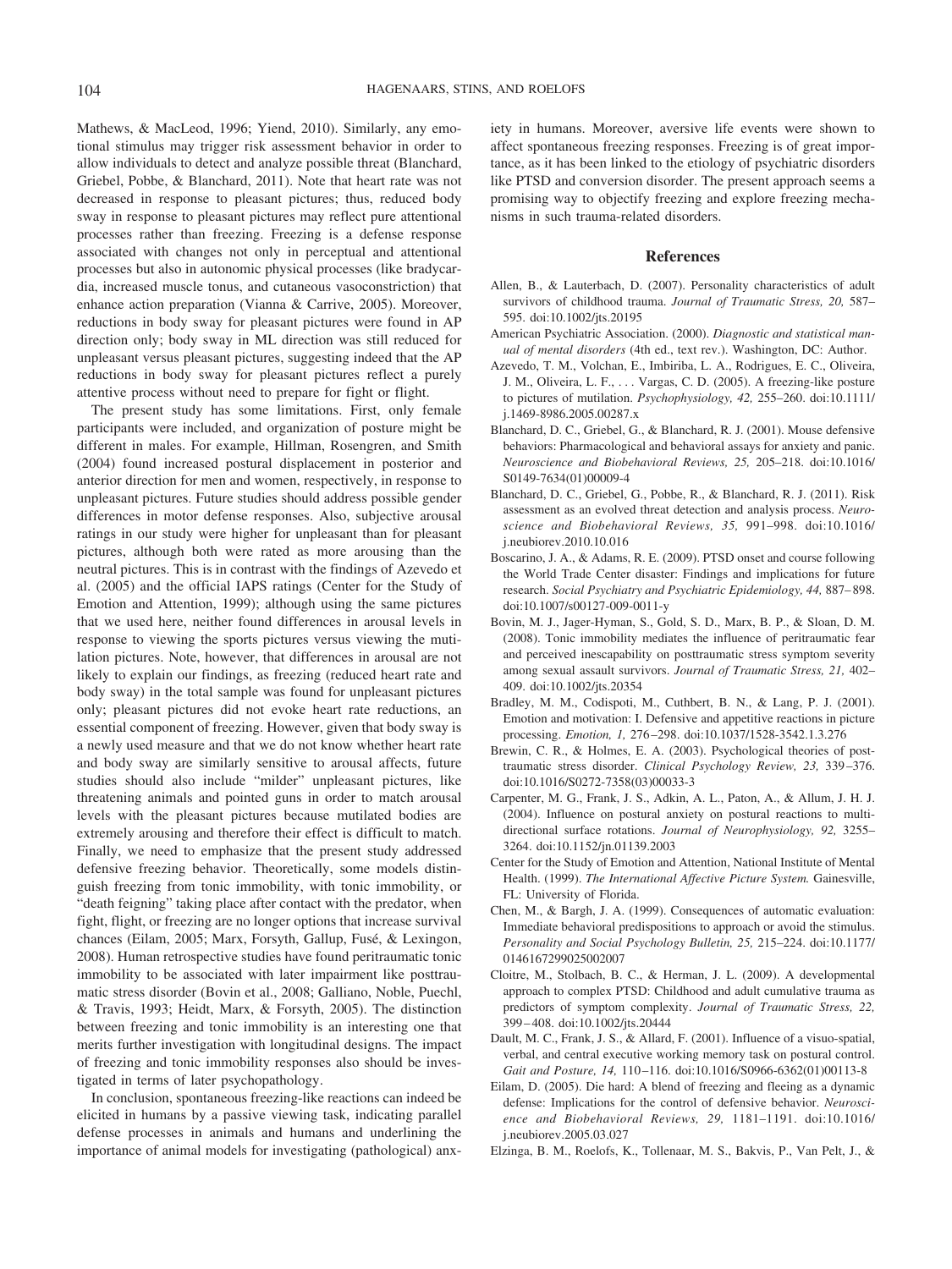Mathews, & MacLeod, 1996; Yiend, 2010). Similarly, any emotional stimulus may trigger risk assessment behavior in order to allow individuals to detect and analyze possible threat (Blanchard, Griebel, Pobbe, & Blanchard, 2011). Note that heart rate was not decreased in response to pleasant pictures; thus, reduced body sway in response to pleasant pictures may reflect pure attentional processes rather than freezing. Freezing is a defense response associated with changes not only in perceptual and attentional processes but also in autonomic physical processes (like bradycardia, increased muscle tonus, and cutaneous vasoconstriction) that enhance action preparation (Vianna & Carrive, 2005). Moreover, reductions in body sway for pleasant pictures were found in AP direction only; body sway in ML direction was still reduced for unpleasant versus pleasant pictures, suggesting indeed that the AP reductions in body sway for pleasant pictures reflect a purely attentive process without need to prepare for fight or flight.

The present study has some limitations. First, only female participants were included, and organization of posture might be different in males. For example, Hillman, Rosengren, and Smith (2004) found increased postural displacement in posterior and anterior direction for men and women, respectively, in response to unpleasant pictures. Future studies should address possible gender differences in motor defense responses. Also, subjective arousal ratings in our study were higher for unpleasant than for pleasant pictures, although both were rated as more arousing than the neutral pictures. This is in contrast with the findings of Azevedo et al. (2005) and the official IAPS ratings (Center for the Study of Emotion and Attention, 1999); although using the same pictures that we used here, neither found differences in arousal levels in response to viewing the sports pictures versus viewing the mutilation pictures. Note, however, that differences in arousal are not likely to explain our findings, as freezing (reduced heart rate and body sway) in the total sample was found for unpleasant pictures only; pleasant pictures did not evoke heart rate reductions, an essential component of freezing. However, given that body sway is a newly used measure and that we do not know whether heart rate and body sway are similarly sensitive to arousal affects, future studies should also include "milder" unpleasant pictures, like threatening animals and pointed guns in order to match arousal levels with the pleasant pictures because mutilated bodies are extremely arousing and therefore their effect is difficult to match. Finally, we need to emphasize that the present study addressed defensive freezing behavior. Theoretically, some models distinguish freezing from tonic immobility, with tonic immobility, or "death feigning" taking place after contact with the predator, when fight, flight, or freezing are no longer options that increase survival chances (Eilam, 2005; Marx, Forsyth, Gallup, Fusé, & Lexingon, 2008). Human retrospective studies have found peritraumatic tonic immobility to be associated with later impairment like posttraumatic stress disorder (Bovin et al., 2008; Galliano, Noble, Puechl, & Travis, 1993; Heidt, Marx, & Forsyth, 2005). The distinction between freezing and tonic immobility is an interesting one that merits further investigation with longitudinal designs. The impact of freezing and tonic immobility responses also should be investigated in terms of later psychopathology.

In conclusion, spontaneous freezing-like reactions can indeed be elicited in humans by a passive viewing task, indicating parallel defense processes in animals and humans and underlining the importance of animal models for investigating (pathological) anxiety in humans. Moreover, aversive life events were shown to affect spontaneous freezing responses. Freezing is of great importance, as it has been linked to the etiology of psychiatric disorders like PTSD and conversion disorder. The present approach seems a promising way to objectify freezing and explore freezing mechanisms in such trauma-related disorders.

## References

Allen, B., & Lauterbach, D. (2007). Personality characteristics of adult survivors of childhood trauma. *Journal of Traumatic Stress, 20,* 587–595. doi:10.1002/jts.20195

American Psychiatric Association. (2000). *Diagnostic and statistical manual of mental disorders* (4th ed., text rev.). Washington, DC: Author.

Azevedo, T. M., Volchan, E., Imbiriba, L. A., Rodrigues, E. C., Oliveira, J. M., Oliveira, L. F., . . . Vargas, C. D. (2005). A freezing-like posture to pictures of mutilation. *Psychophysiology, 42,* 255–260. doi:10.1111/j.1469-8986.2005.00287.x

Blanchard, D. C., Griebel, G., & Blanchard, R. J. (2001). Mouse defensive behaviors: Pharmacological and behavioral assays for anxiety and panic. *Neuroscience and Biobehavioral Reviews, 25,* 205–218. doi:10.1016/S0149-7634(01)00009-4

Blanchard, D. C., Griebel, G., Pobbe, R., & Blanchard, R. J. (2011). Risk assessment as an evolved threat detection and analysis process. *Neuroscience and Biobehavioral Reviews, 35,* 991–998. doi:10.1016/j.neubiorev.2010.10.016

Boscarino, J. A., & Adams, R. E. (2009). PTSD onset and course following the World Trade Center disaster: Findings and implications for future research. *Social Psychiatry and Psychiatric Epidemiology, 44,* 887–898. doi:10.1007/s00127-009-0011-y

Bovin, M. J., Jager-Hyman, S., Gold, S. D., Marx, B. P., & Sloan, D. M. (2008). Tonic immobility mediates the influence of peritraumatic fear and perceived inescapability on posttraumatic stress symptom severity among sexual assault survivors. *Journal of Traumatic Stress, 21,* 402–409. doi:10.1002/jts.20354

Bradley, M. M., Codispoti, M., Cuthbert, B. N., & Lang, P. J. (2001). Emotion and motivation: I. Defensive and appetitive reactions in picture processing. *Emotion, 1,* 276–298. doi:10.1037/1528-3542.1.3.276

Brewin, C. R., & Holmes, E. A. (2003). Psychological theories of posttraumatic stress disorder. *Clinical Psychology Review, 23,* 339–376. doi:10.1016/S0272-7358(03)00033-3

Carpenter, M. G., Frank, J. S., Adkin, A. L., Paton, A., & Allum, J. H. J. (2004). Influence on postural anxiety on postural reactions to multidirectional surface rotations. *Journal of Neurophysiology, 92,* 3255–3264. doi:10.1152/jn.01139.2003

Center for the Study of Emotion and Attention, National Institute of Mental Health. (1999). *The International Affective Picture System.* Gainesville, FL: University of Florida.

Chen, M., & Bargh, J. A. (1999). Consequences of automatic evaluation: Immediate behavioral predispositions to approach or avoid the stimulus. *Personality and Social Psychology Bulletin, 25,* 215–224. doi:10.1177/0146167299025002007

Cloitre, M., Stolbach, B. C., & Herman, J. L. (2009). A developmental approach to complex PTSD: Childhood and adult cumulative trauma as predictors of symptom complexity. *Journal of Traumatic Stress, 22,* 399–408. doi:10.1002/jts.20444

Dault, M. C., Frank, J. S., & Allard, F. (2001). Influence of a visuo-spatial, verbal, and central executive working memory task on postural control. *Gait and Posture, 14,* 110–116. doi:10.1016/S0966-6362(01)00113-8

Eilam, D. (2005). Die hard: A blend of freezing and fleeing as a dynamic defense: Implications for the control of defensive behavior. *Neuroscience and Biobehavioral Reviews, 29,* 1181–1191. doi:10.1016/j.neubiorev.2005.03.027

Elzinga, B. M., Roelofs, K., Tollenaar, M. S., Bakvis, P., Van Pelt, J., &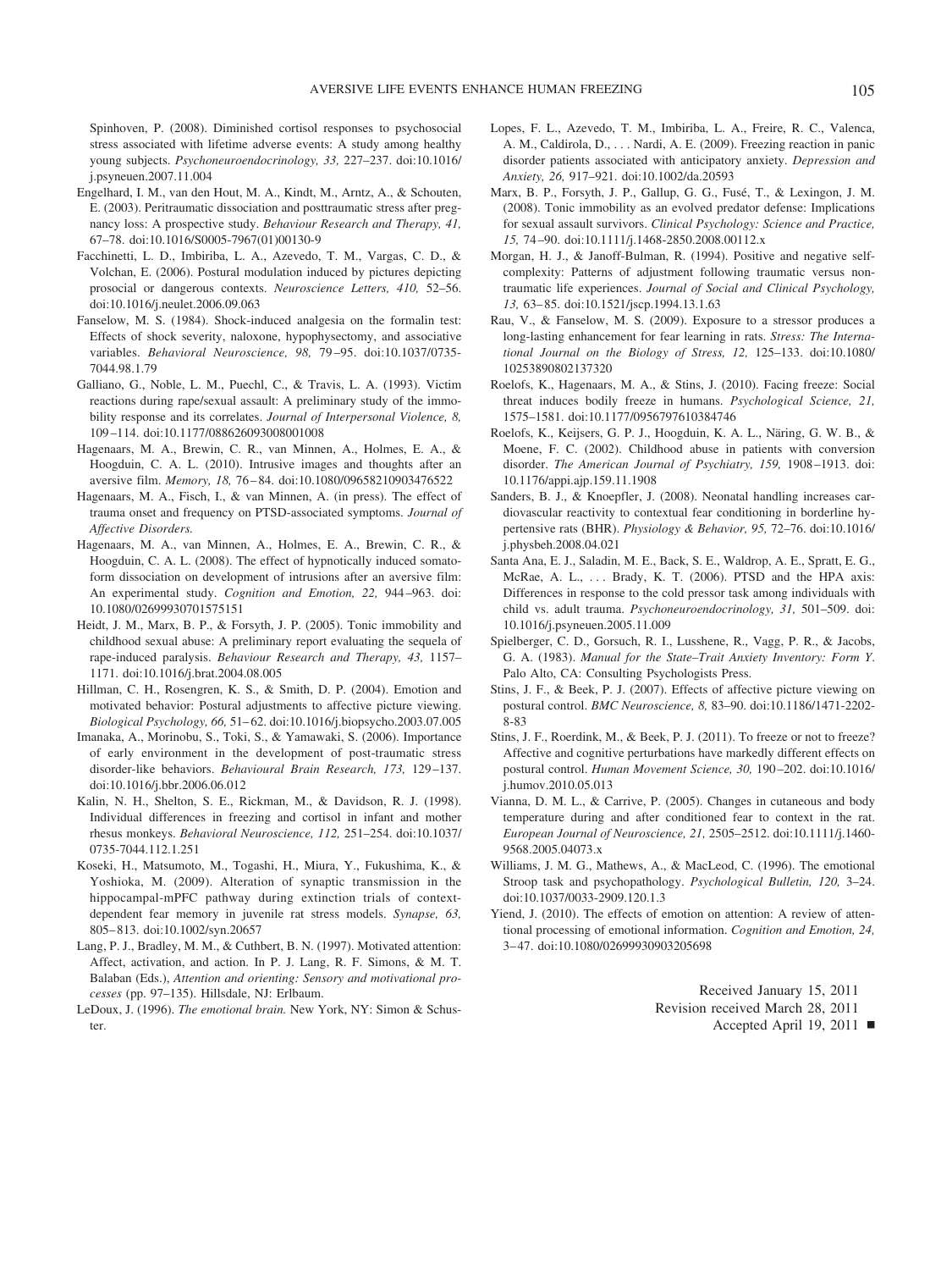Spinhoven, P. (2008). Diminished cortisol responses to psychosocial stress associated with lifetime adverse events: A study among healthy young subjects. *Psychoneuroendocrinology, 33,* 227–237. doi:10.1016/j.psyneuen.2007.11.004

Engelhard, I. M., van den Hout, M. A., Kindt, M., Arntz, A., & Schouten, E. (2003). Peritraumatic dissociation and posttraumatic stress after pregnancy loss: A prospective study. *Behaviour Research and Therapy, 41,* 67–78. doi:10.1016/S0005-7967(01)00130-9

Facchinetti, L. D., Imbiriba, L. A., Azevedo, T. M., Vargas, C. D., & Volchan, E. (2006). Postural modulation induced by pictures depicting prosocial or dangerous contexts. *Neuroscience Letters, 410,* 52–56. doi:10.1016/j.neulet.2006.09.063

Fanselow, M. S. (1984). Shock-induced analgesia on the formalin test: Effects of shock severity, naloxone, hypophysectomy, and associative variables. *Behavioral Neuroscience, 98,* 79–95. doi:10.1037/0735-7044.98.1.79

Galliano, G., Noble, L. M., Puechl, C., & Travis, L. A. (1993). Victim reactions during rape/sexual assault: A preliminary study of the immobility response and its correlates. *Journal of Interpersonal Violence, 8,* 109–114. doi:10.1177/088626093008001008

Hagenaars, M. A., Brewin, C. R., van Minnen, A., Holmes, E. A., & Hoogduin, C. A. L. (2010). Intrusive images and thoughts after an aversive film. *Memory, 18,* 76–84. doi:10.1080/09658210903476522

Hagenaars, M. A., Fisch, I., & van Minnen, A. (in press). The effect of trauma onset and frequency on PTSD-associated symptoms. *Journal of Affective Disorders.*

Hagenaars, M. A., van Minnen, A., Holmes, E. A., Brewin, C. R., & Hoogduin, C. A. L. (2008). The effect of hypnotically induced somatoform dissociation on development of intrusions after an aversive film: An experimental study. *Cognition and Emotion, 22,* 944–963. doi:10.1080/02699930701575151

Heidt, J. M., Marx, B. P., & Forsyth, J. P. (2005). Tonic immobility and childhood sexual abuse: A preliminary report evaluating the sequela of rape-induced paralysis. *Behaviour Research and Therapy, 43,* 1157–1171. doi:10.1016/j.brat.2004.08.005

Hillman, C. H., Rosengren, K. S., & Smith, D. P. (2004). Emotion and motivated behavior: Postural adjustments to affective picture viewing. *Biological Psychology, 66,* 51–62. doi:10.1016/j.biopsycho.2003.07.005

Imanaka, A., Morinobu, S., Toki, S., & Yamawaki, S. (2006). Importance of early environment in the development of post-traumatic stress disorder-like behaviors. *Behavioural Brain Research, 173,* 129–137. doi:10.1016/j.bbr.2006.06.012

Kalin, N. H., Shelton, S. E., Rickman, M., & Davidson, R. J. (1998). Individual differences in freezing and cortisol in infant and mother rhesus monkeys. *Behavioral Neuroscience, 112,* 251–254. doi:10.1037/0735-7044.112.1.251

Koseki, H., Matsumoto, M., Togashi, H., Miura, Y., Fukushima, K., & Yoshioka, M. (2009). Alteration of synaptic transmission in the hippocampal-mPFC pathway during extinction trials of context-dependent fear memory in juvenile rat stress models. *Synapse, 63,* 805–813. doi:10.1002/syn.20657

Lang, P. J., Bradley, M. M., & Cuthbert, B. N. (1997). Motivated attention: Affect, activation, and action. In P. J. Lang, R. F. Simons, & M. T. Balaban (Eds.), *Attention and orienting: Sensory and motivational processes* (pp. 97–135). Hillsdale, NJ: Erlbaum.

LeDoux, J. (1996). *The emotional brain.* New York, NY: Simon & Schuster.

Lopes, F. L., Azevedo, T. M., Imbiriba, L. A., Freire, R. C., Valenca, A. M., Caldirola, D., . . . Nardi, A. E. (2009). Freezing reaction in panic disorder patients associated with anticipatory anxiety. *Depression and Anxiety, 26,* 917–921. doi:10.1002/da.20593

Marx, B. P., Forsyth, J. P., Gallup, G. G., Fusé, T., & Lexingon, J. M. (2008). Tonic immobility as an evolved predator defense: Implications for sexual assault survivors. *Clinical Psychology: Science and Practice, 15,* 74–90. doi:10.1111/j.1468-2850.2008.00112.x

Morgan, H. J., & Janoff-Bulman, R. (1994). Positive and negative self-complexity: Patterns of adjustment following traumatic versus non-traumatic life experiences. *Journal of Social and Clinical Psychology, 13,* 63–85. doi:10.1521/jscp.1994.13.1.63

Rau, V., & Fanselow, M. S. (2009). Exposure to a stressor produces a long-lasting enhancement for fear learning in rats. *Stress: The International Journal on the Biology of Stress, 12,* 125–133. doi:10.1080/10253890802137320

Roelofs, K., Hagenaars, M. A., & Stins, J. (2010). Facing freeze: Social threat induces bodily freeze in humans. *Psychological Science, 21,* 1575–1581. doi:10.1177/0956797610384746

Roelofs, K., Keijsers, G. P. J., Hoogduin, K. A. L., Näring, G. W. B., & Moene, F. C. (2002). Childhood abuse in patients with conversion disorder. *The American Journal of Psychiatry, 159,* 1908–1913. doi:10.1176/appi.ajp.159.11.1908

Sanders, B. J., & Knoepfler, J. (2008). Neonatal handling increases cardiovascular reactivity to contextual fear conditioning in borderline hypertensive rats (BHR). *Physiology & Behavior, 95,* 72–76. doi:10.1016/j.physbeh.2008.04.021

Santa Ana, E. J., Saladin, M. E., Back, S. E., Waldrop, A. E., Spratt, E. G., McRae, A. L., . . . Brady, K. T. (2006). PTSD and the HPA axis: Differences in response to the cold pressor task among individuals with child vs. adult trauma. *Psychoneuroendocrinology, 31,* 501–509. doi:10.1016/j.psyneuen.2005.11.009

Spielberger, C. D., Gorsuch, R. I., Lusshene, R., Vagg, P. R., & Jacobs, G. A. (1983). *Manual for the State–Trait Anxiety Inventory: Form Y.* Palo Alto, CA: Consulting Psychologists Press.

Stins, J. F., & Beek, P. J. (2007). Effects of affective picture viewing on postural control. *BMC Neuroscience, 8,* 83–90. doi:10.1186/1471-2202-8-83

Stins, J. F., Roerdink, M., & Beek, P. J. (2011). To freeze or not to freeze? Affective and cognitive perturbations have markedly different effects on postural control. *Human Movement Science, 30,* 190–202. doi:10.1016/j.humov.2010.05.013

Vianna, D. M. L., & Carrive, P. (2005). Changes in cutaneous and body temperature during and after conditioned fear to context in the rat. *European Journal of Neuroscience, 21,* 2505–2512. doi:10.1111/j.1460-9568.2005.04073.x

Williams, J. M. G., Mathews, A., & MacLeod, C. (1996). The emotional Stroop task and psychopathology. *Psychological Bulletin, 120,* 3–24. doi:10.1037/0033-2909.120.1.3

Yiend, J. (2010). The effects of emotion on attention: A review of attentional processing of emotional information. *Cognition and Emotion, 24,* 3–47. doi:10.1080/02699930903205698

Received January 15, 2011
Revision received March 28, 2011
Accepted April 19, 2011 ■